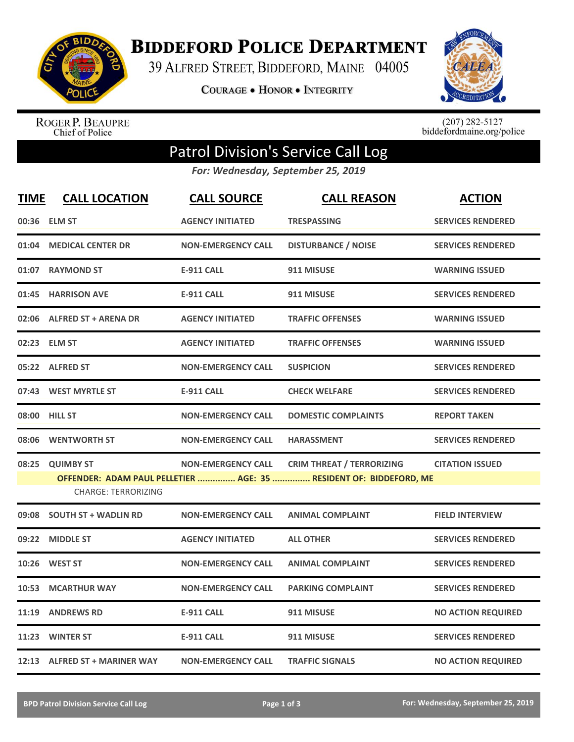# BIDDEFORD POLICE DEPARTMENT

39 ALFRED STREET, BIDDEFORD, MAINE 04005

COURAGE • HONOR • INTEGRITY

ROGER P. BEAUPRE
Chief of Police

(207) 282-5127
biddefordmaine.org/police

## Patrol Division's Service Call Log

*For: Wednesday, September 25, 2019*

| TIME | CALL LOCATION | CALL SOURCE | CALL REASON | ACTION |
|---|---|---|---|---|
| 00:36 | ELM ST | AGENCY INITIATED | TRESPASSING | SERVICES RENDERED |
| 01:04 | MEDICAL CENTER DR | NON-EMERGENCY CALL | DISTURBANCE / NOISE | SERVICES RENDERED |
| 01:07 | RAYMOND ST | E-911 CALL | 911 MISUSE | WARNING ISSUED |
| 01:45 | HARRISON AVE | E-911 CALL | 911 MISUSE | SERVICES RENDERED |
| 02:06 | ALFRED ST + ARENA DR | AGENCY INITIATED | TRAFFIC OFFENSES | WARNING ISSUED |
| 02:23 | ELM ST | AGENCY INITIATED | TRAFFIC OFFENSES | WARNING ISSUED |
| 05:22 | ALFRED ST | NON-EMERGENCY CALL | SUSPICION | SERVICES RENDERED |
| 07:43 | WEST MYRTLE ST | E-911 CALL | CHECK WELFARE | SERVICES RENDERED |
| 08:00 | HILL ST | NON-EMERGENCY CALL | DOMESTIC COMPLAINTS | REPORT TAKEN |
| 08:06 | WENTWORTH ST | NON-EMERGENCY CALL | HARASSMENT | SERVICES RENDERED |
| 08:25 | QUIMBY ST | NON-EMERGENCY CALL | CRIM THREAT / TERRORIZING | CITATION ISSUED |
| | OFFENDER: ADAM PAUL PELLETIER ............... AGE: 35 ............... RESIDENT OF: BIDDEFORD, ME | | | |
| | CHARGE: TERRORIZING | | | |
| 09:08 | SOUTH ST + WADLIN RD | NON-EMERGENCY CALL | ANIMAL COMPLAINT | FIELD INTERVIEW |
| 09:22 | MIDDLE ST | AGENCY INITIATED | ALL OTHER | SERVICES RENDERED |
| 10:26 | WEST ST | NON-EMERGENCY CALL | ANIMAL COMPLAINT | SERVICES RENDERED |
| 10:53 | MCARTHUR WAY | NON-EMERGENCY CALL | PARKING COMPLAINT | SERVICES RENDERED |
| 11:19 | ANDREWS RD | E-911 CALL | 911 MISUSE | NO ACTION REQUIRED |
| 11:23 | WINTER ST | E-911 CALL | 911 MISUSE | SERVICES RENDERED |
| 12:13 | ALFRED ST + MARINER WAY | NON-EMERGENCY CALL | TRAFFIC SIGNALS | NO ACTION REQUIRED |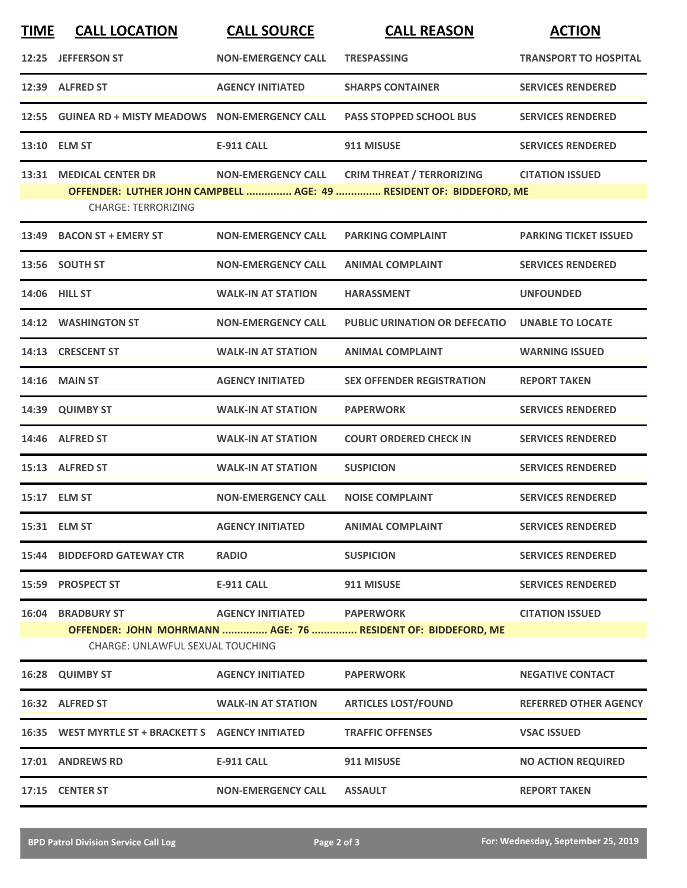| TIME | CALL LOCATION | CALL SOURCE | CALL REASON | ACTION |
|---|---|---|---|---|
| 12:25 | JEFFERSON ST | NON-EMERGENCY CALL | TRESPASSING | TRANSPORT TO HOSPITAL |
| 12:39 | ALFRED ST | AGENCY INITIATED | SHARPS CONTAINER | SERVICES RENDERED |
| 12:55 | GUINEA RD + MISTY MEADOWS | NON-EMERGENCY CALL | PASS STOPPED SCHOOL BUS | SERVICES RENDERED |
| 13:10 | ELM ST | E-911 CALL | 911 MISUSE | SERVICES RENDERED |
| 13:31 | MEDICAL CENTER DR | NON-EMERGENCY CALL | CRIM THREAT / TERRORIZING | CITATION ISSUED |
| | OFFENDER: LUTHER JOHN CAMPBELL ............... AGE: 49 ............... RESIDENT OF: BIDDEFORD, ME | | | |
| | CHARGE: TERRORIZING | | | |
| 13:49 | BACON ST + EMERY ST | NON-EMERGENCY CALL | PARKING COMPLAINT | PARKING TICKET ISSUED |
| 13:56 | SOUTH ST | NON-EMERGENCY CALL | ANIMAL COMPLAINT | SERVICES RENDERED |
| 14:06 | HILL ST | WALK-IN AT STATION | HARASSMENT | UNFOUNDED |
| 14:12 | WASHINGTON ST | NON-EMERGENCY CALL | PUBLIC URINATION OR DEFECATIO | UNABLE TO LOCATE |
| 14:13 | CRESCENT ST | WALK-IN AT STATION | ANIMAL COMPLAINT | WARNING ISSUED |
| 14:16 | MAIN ST | AGENCY INITIATED | SEX OFFENDER REGISTRATION | REPORT TAKEN |
| 14:39 | QUIMBY ST | WALK-IN AT STATION | PAPERWORK | SERVICES RENDERED |
| 14:46 | ALFRED ST | WALK-IN AT STATION | COURT ORDERED CHECK IN | SERVICES RENDERED |
| 15:13 | ALFRED ST | WALK-IN AT STATION | SUSPICION | SERVICES RENDERED |
| 15:17 | ELM ST | NON-EMERGENCY CALL | NOISE COMPLAINT | SERVICES RENDERED |
| 15:31 | ELM ST | AGENCY INITIATED | ANIMAL COMPLAINT | SERVICES RENDERED |
| 15:44 | BIDDEFORD GATEWAY CTR | RADIO | SUSPICION | SERVICES RENDERED |
| 15:59 | PROSPECT ST | E-911 CALL | 911 MISUSE | SERVICES RENDERED |
| 16:04 | BRADBURY ST | AGENCY INITIATED | PAPERWORK | CITATION ISSUED |
| | OFFENDER: JOHN MOHRMANN ............... AGE: 76 ............... RESIDENT OF: BIDDEFORD, ME | | | |
| | CHARGE: UNLAWFUL SEXUAL TOUCHING | | | |
| 16:28 | QUIMBY ST | AGENCY INITIATED | PAPERWORK | NEGATIVE CONTACT |
| 16:32 | ALFRED ST | WALK-IN AT STATION | ARTICLES LOST/FOUND | REFERRED OTHER AGENCY |
| 16:35 | WEST MYRTLE ST + BRACKETT S | AGENCY INITIATED | TRAFFIC OFFENSES | VSAC ISSUED |
| 17:01 | ANDREWS RD | E-911 CALL | 911 MISUSE | NO ACTION REQUIRED |
| 17:15 | CENTER ST | NON-EMERGENCY CALL | ASSAULT | REPORT TAKEN |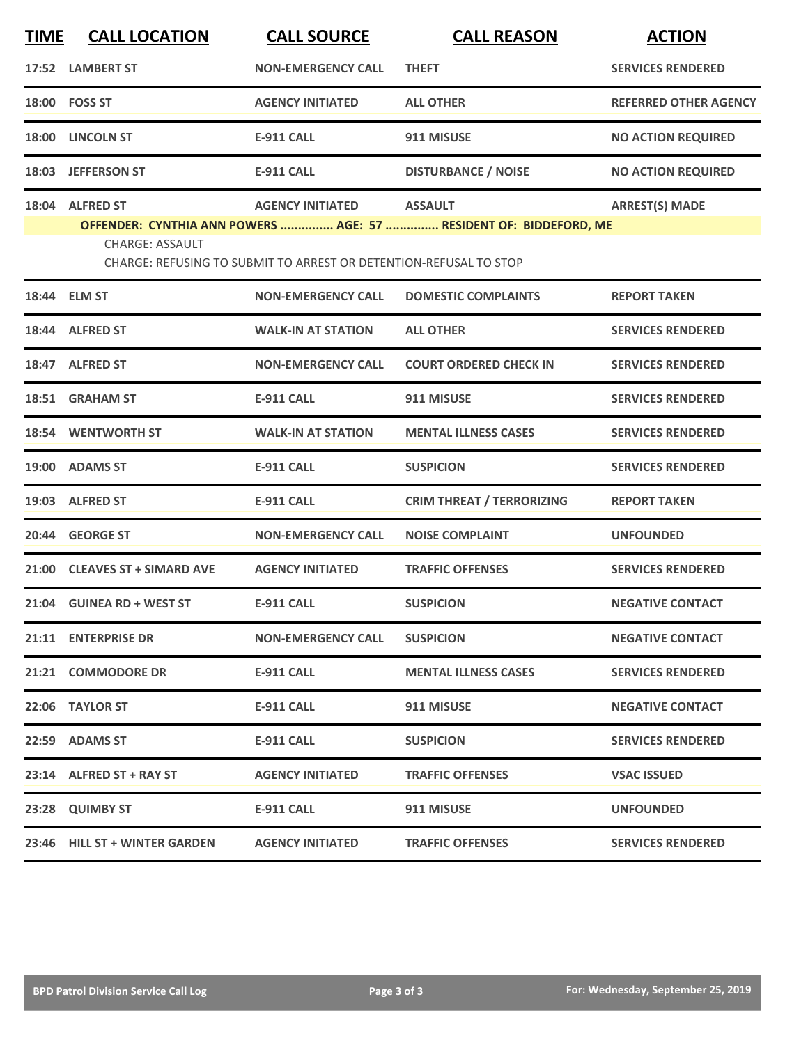| TIME | CALL LOCATION | CALL SOURCE | CALL REASON | ACTION |
|---|---|---|---|---|
| 17:52 | LAMBERT ST | NON-EMERGENCY CALL | THEFT | SERVICES RENDERED |
| 18:00 | FOSS ST | AGENCY INITIATED | ALL OTHER | REFERRED OTHER AGENCY |
| 18:00 | LINCOLN ST | E-911 CALL | 911 MISUSE | NO ACTION REQUIRED |
| 18:03 | JEFFERSON ST | E-911 CALL | DISTURBANCE / NOISE | NO ACTION REQUIRED |
| 18:04 | ALFRED ST | AGENCY INITIATED | ASSAULT | ARREST(S) MADE |
| | OFFENDER: CYNTHIA ANN POWERS ............... AGE: 57 ............... RESIDENT OF: BIDDEFORD, ME<br>CHARGE: ASSAULT<br>CHARGE: REFUSING TO SUBMIT TO ARREST OR DETENTION-REFUSAL TO STOP | | | |
| 18:44 | ELM ST | NON-EMERGENCY CALL | DOMESTIC COMPLAINTS | REPORT TAKEN |
| 18:44 | ALFRED ST | WALK-IN AT STATION | ALL OTHER | SERVICES RENDERED |
| 18:47 | ALFRED ST | NON-EMERGENCY CALL | COURT ORDERED CHECK IN | SERVICES RENDERED |
| 18:51 | GRAHAM ST | E-911 CALL | 911 MISUSE | SERVICES RENDERED |
| 18:54 | WENTWORTH ST | WALK-IN AT STATION | MENTAL ILLNESS CASES | SERVICES RENDERED |
| 19:00 | ADAMS ST | E-911 CALL | SUSPICION | SERVICES RENDERED |
| 19:03 | ALFRED ST | E-911 CALL | CRIM THREAT / TERRORIZING | REPORT TAKEN |
| 20:44 | GEORGE ST | NON-EMERGENCY CALL | NOISE COMPLAINT | UNFOUNDED |
| 21:00 | CLEAVES ST + SIMARD AVE | AGENCY INITIATED | TRAFFIC OFFENSES | SERVICES RENDERED |
| 21:04 | GUINEA RD + WEST ST | E-911 CALL | SUSPICION | NEGATIVE CONTACT |
| 21:11 | ENTERPRISE DR | NON-EMERGENCY CALL | SUSPICION | NEGATIVE CONTACT |
| 21:21 | COMMODORE DR | E-911 CALL | MENTAL ILLNESS CASES | SERVICES RENDERED |
| 22:06 | TAYLOR ST | E-911 CALL | 911 MISUSE | NEGATIVE CONTACT |
| 22:59 | ADAMS ST | E-911 CALL | SUSPICION | SERVICES RENDERED |
| 23:14 | ALFRED ST + RAY ST | AGENCY INITIATED | TRAFFIC OFFENSES | VSAC ISSUED |
| 23:28 | QUIMBY ST | E-911 CALL | 911 MISUSE | UNFOUNDED |
| 23:46 | HILL ST + WINTER GARDEN | AGENCY INITIATED | TRAFFIC OFFENSES | SERVICES RENDERED |